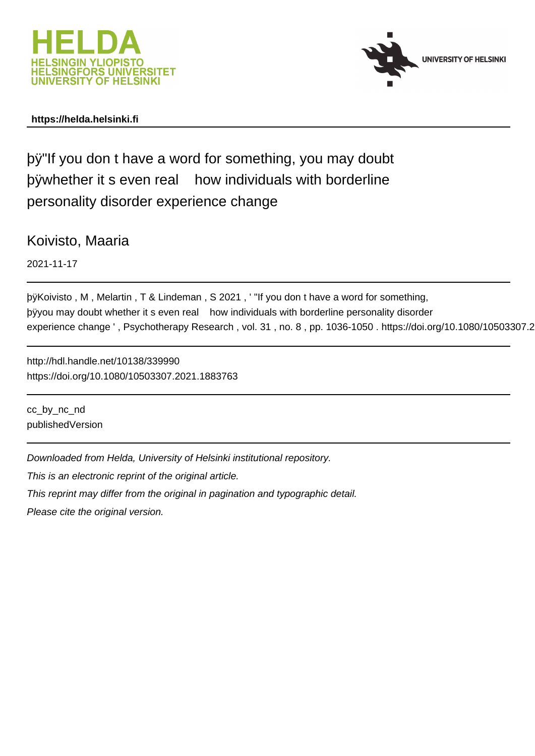HELDA
HELSINGIN YLIOPISTO
HELSINGFORS UNIVERSITET
UNIVERSITY OF HELSINKI

UNIVERSITY OF HELSINKI

**https://helda.helsinki.fi**

# þÿ"If you don t have a word for something, you may doubt þÿwhether it s even real how individuals with borderline personality disorder experience change

Koivisto, Maaria

2021-11-17

þÿKoivisto , M , Melartin , T & Lindeman , S 2021 , ' "If you don t have a word for something, þÿyou may doubt whether it s even real how individuals with borderline personality disorder experience change ' , Psychotherapy Research , vol. 31 , no. 8 , pp. 1036-1050 . https://doi.org/10.1080/10503307.2

http://hdl.handle.net/10138/339990
https://doi.org/10.1080/10503307.2021.1883763

cc_by_nc_nd
publishedVersion

*Downloaded from Helda, University of Helsinki institutional repository.*
*This is an electronic reprint of the original article.*
*This reprint may differ from the original in pagination and typographic detail.*
*Please cite the original version.*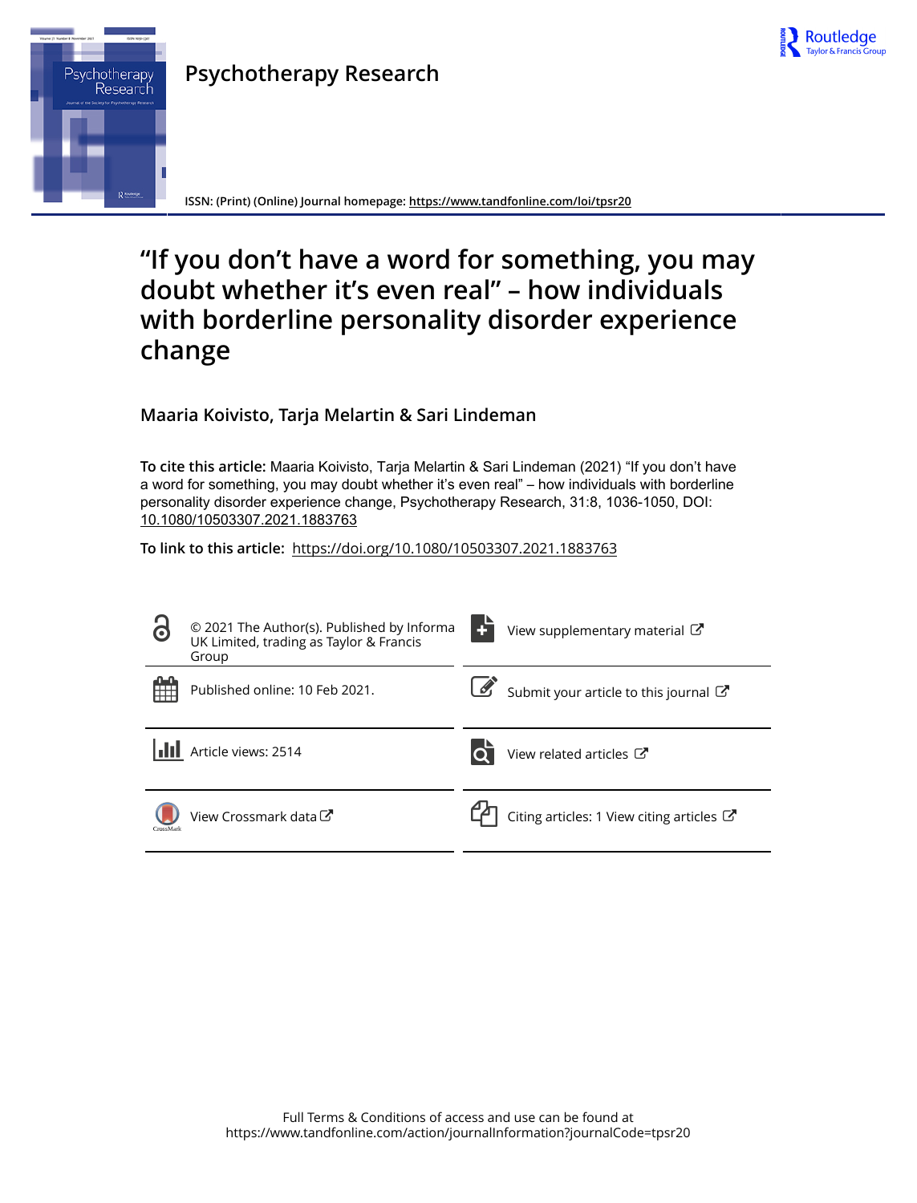# Psychotherapy Research

ISSN: (Print) (Online) Journal homepage: https://www.tandfonline.com/loi/tpsr20

# "If you don't have a word for something, you may doubt whether it's even real" – how individuals with borderline personality disorder experience change

**Maaria Koivisto, Tarja Melartin & Sari Lindeman**

**To cite this article:** Maaria Koivisto, Tarja Melartin & Sari Lindeman (2021) "If you don't have a word for something, you may doubt whether it's even real" – how individuals with borderline personality disorder experience change, Psychotherapy Research, 31:8, 1036-1050, DOI: 10.1080/10503307.2021.1883763

**To link to this article:** https://doi.org/10.1080/10503307.2021.1883763

© 2021 The Author(s). Published by Informa UK Limited, trading as Taylor & Francis Group

View supplementary material

Published online: 10 Feb 2021.

Submit your article to this journal

Article views: 2514

View related articles

View Crossmark data

Citing articles: 1 View citing articles

Full Terms & Conditions of access and use can be found at https://www.tandfonline.com/action/journalInformation?journalCode=tpsr20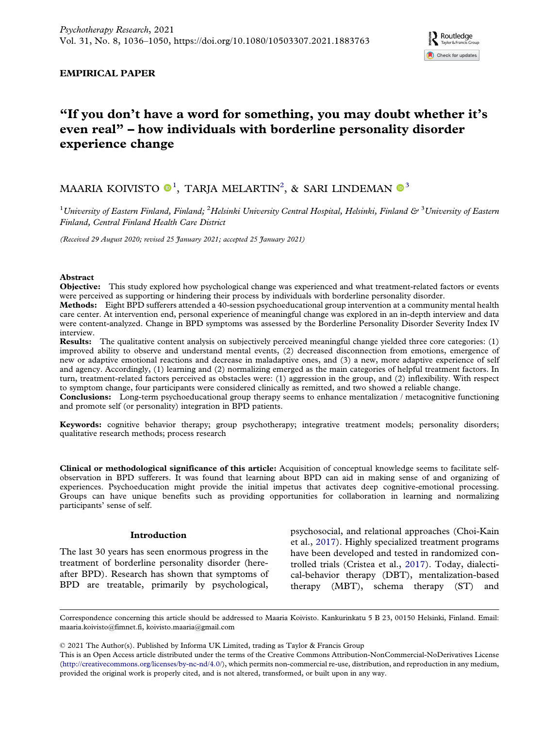EMPIRICAL PAPER

# "If you don't have a word for something, you may doubt whether it's even real" – how individuals with borderline personality disorder experience change

MAARIA KOIVISTO [1], TARJA MELARTIN [2], & SARI LINDEMAN [3]

[1] *University of Eastern Finland, Finland;* [2] *Helsinki University Central Hospital, Helsinki, Finland &* [3] *University of Eastern Finland, Central Finland Health Care District*

*(Received 29 August 2020; revised 25 January 2021; accepted 25 January 2021)*

## Abstract

**Objective:** This study explored how psychological change was experienced and what treatment-related factors or events were perceived as supporting or hindering their process by individuals with borderline personality disorder.

**Methods:** Eight BPD sufferers attended a 40-session psychoeducational group intervention at a community mental health care center. At intervention end, personal experience of meaningful change was explored in an in-depth interview and data were content-analyzed. Change in BPD symptoms was assessed by the Borderline Personality Disorder Severity Index IV interview.

**Results:** The qualitative content analysis on subjectively perceived meaningful change yielded three core categories: (1) improved ability to observe and understand mental events, (2) decreased disconnection from emotions, emergence of new or adaptive emotional reactions and decrease in maladaptive ones, and (3) a new, more adaptive experience of self and agency. Accordingly, (1) learning and (2) normalizing emerged as the main categories of helpful treatment factors. In turn, treatment-related factors perceived as obstacles were: (1) aggression in the group, and (2) inflexibility. With respect to symptom change, four participants were considered clinically as remitted, and two showed a reliable change.

**Conclusions:** Long-term psychoeducational group therapy seems to enhance mentalization / metacognitive functioning and promote self (or personality) integration in BPD patients.

**Keywords:** cognitive behavior therapy; group psychotherapy; integrative treatment models; personality disorders; qualitative research methods; process research

**Clinical or methodological significance of this article:** Acquisition of conceptual knowledge seems to facilitate self-observation in BPD sufferers. It was found that learning about BPD can aid in making sense of and organizing of experiences. Psychoeducation might provide the initial impetus that activates deep cognitive-emotional processing. Groups can have unique benefits such as providing opportunities for collaboration in learning and normalizing participants' sense of self.

## Introduction

The last 30 years has seen enormous progress in the treatment of borderline personality disorder (hereafter BPD). Research has shown that symptoms of BPD are treatable, primarily by psychological, psychosocial, and relational approaches (Choi-Kain et al., 2017). Highly specialized treatment programs have been developed and tested in randomized controlled trials (Cristea et al., 2017). Today, dialectical-behavior therapy (DBT), mentalization-based therapy (MBT), schema therapy (ST) and

Correspondence concerning this article should be addressed to Maaria Koivisto. Kankurinkatu 5 B 23, 00150 Helsinki, Finland. Email: maaria.koivisto@fimnet.fi, koivisto.maaria@gmail.com

© 2021 The Author(s). Published by Informa UK Limited, trading as Taylor & Francis Group

This is an Open Access article distributed under the terms of the Creative Commons Attribution-NonCommercial-NoDerivatives License (http://creativecommons.org/licenses/by-nc-nd/4.0/), which permits non-commercial re-use, distribution, and reproduction in any medium, provided the original work is properly cited, and is not altered, transformed, or built upon in any way.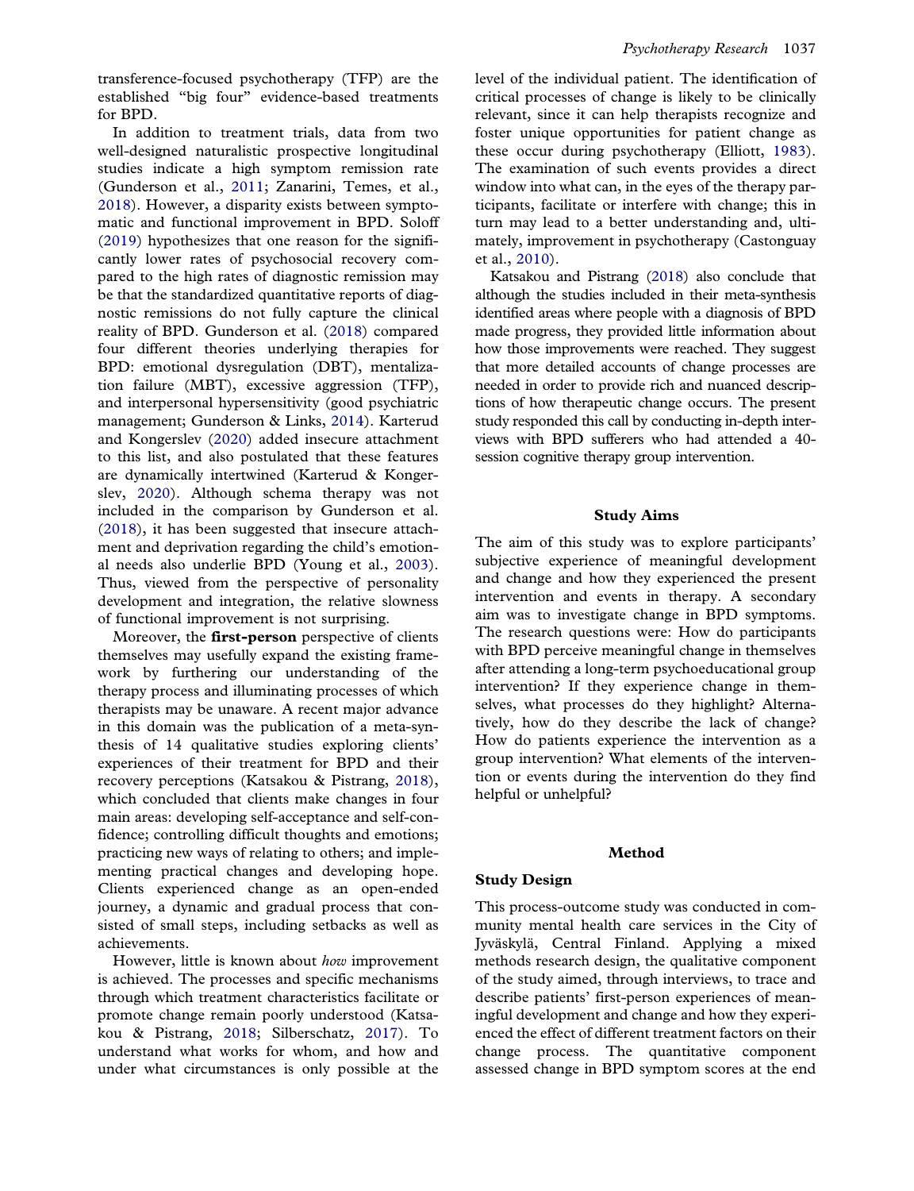transference-focused psychotherapy (TFP) are the established "big four" evidence-based treatments for BPD.

In addition to treatment trials, data from two well-designed naturalistic prospective longitudinal studies indicate a high symptom remission rate (Gunderson et al., 2011; Zanarini, Temes, et al., 2018). However, a disparity exists between symptomatic and functional improvement in BPD. Soloff (2019) hypothesizes that one reason for the significantly lower rates of psychosocial recovery compared to the high rates of diagnostic remission may be that the standardized quantitative reports of diagnostic remissions do not fully capture the clinical reality of BPD. Gunderson et al. (2018) compared four different theories underlying therapies for BPD: emotional dysregulation (DBT), mentalization failure (MBT), excessive aggression (TFP), and interpersonal hypersensitivity (good psychiatric management; Gunderson & Links, 2014). Karterud and Kongerslev (2020) added insecure attachment to this list, and also postulated that these features are dynamically intertwined (Karterud & Kongerslev, 2020). Although schema therapy was not included in the comparison by Gunderson et al. (2018), it has been suggested that insecure attachment and deprivation regarding the child's emotional needs also underlie BPD (Young et al., 2003). Thus, viewed from the perspective of personality development and integration, the relative slowness of functional improvement is not surprising.

Moreover, the **first-person** perspective of clients themselves may usefully expand the existing framework by furthering our understanding of the therapy process and illuminating processes of which therapists may be unaware. A recent major advance in this domain was the publication of a meta-synthesis of 14 qualitative studies exploring clients' experiences of their treatment for BPD and their recovery perceptions (Katsakou & Pistrang, 2018), which concluded that clients make changes in four main areas: developing self-acceptance and self-confidence; controlling difficult thoughts and emotions; practicing new ways of relating to others; and implementing practical changes and developing hope. Clients experienced change as an open-ended journey, a dynamic and gradual process that consisted of small steps, including setbacks as well as achievements.

However, little is known about *how* improvement is achieved. The processes and specific mechanisms through which treatment characteristics facilitate or promote change remain poorly understood (Katsakou & Pistrang, 2018; Silberschatz, 2017). To understand what works for whom, and how and under what circumstances is only possible at the level of the individual patient. The identification of critical processes of change is likely to be clinically relevant, since it can help therapists recognize and foster unique opportunities for patient change as these occur during psychotherapy (Elliott, 1983). The examination of such events provides a direct window into what can, in the eyes of the therapy participants, facilitate or interfere with change; this in turn may lead to a better understanding and, ultimately, improvement in psychotherapy (Castonguay et al., 2010).

Katsakou and Pistrang (2018) also conclude that although the studies included in their meta-synthesis identified areas where people with a diagnosis of BPD made progress, they provided little information about how those improvements were reached. They suggest that more detailed accounts of change processes are needed in order to provide rich and nuanced descriptions of how therapeutic change occurs. The present study responded this call by conducting in-depth interviews with BPD sufferers who had attended a 40-session cognitive therapy group intervention.

## Study Aims

The aim of this study was to explore participants' subjective experience of meaningful development and change and how they experienced the present intervention and events in therapy. A secondary aim was to investigate change in BPD symptoms. The research questions were: How do participants with BPD perceive meaningful change in themselves after attending a long-term psychoeducational group intervention? If they experience change in themselves, what processes do they highlight? Alternatively, how do they describe the lack of change? How do patients experience the intervention as a group intervention? What elements of the intervention or events during the intervention do they find helpful or unhelpful?

## Method

### Study Design

This process-outcome study was conducted in community mental health care services in the City of Jyväskylä, Central Finland. Applying a mixed methods research design, the qualitative component of the study aimed, through interviews, to trace and describe patients' first-person experiences of meaningful development and change and how they experienced the effect of different treatment factors on their change process. The quantitative component assessed change in BPD symptom scores at the end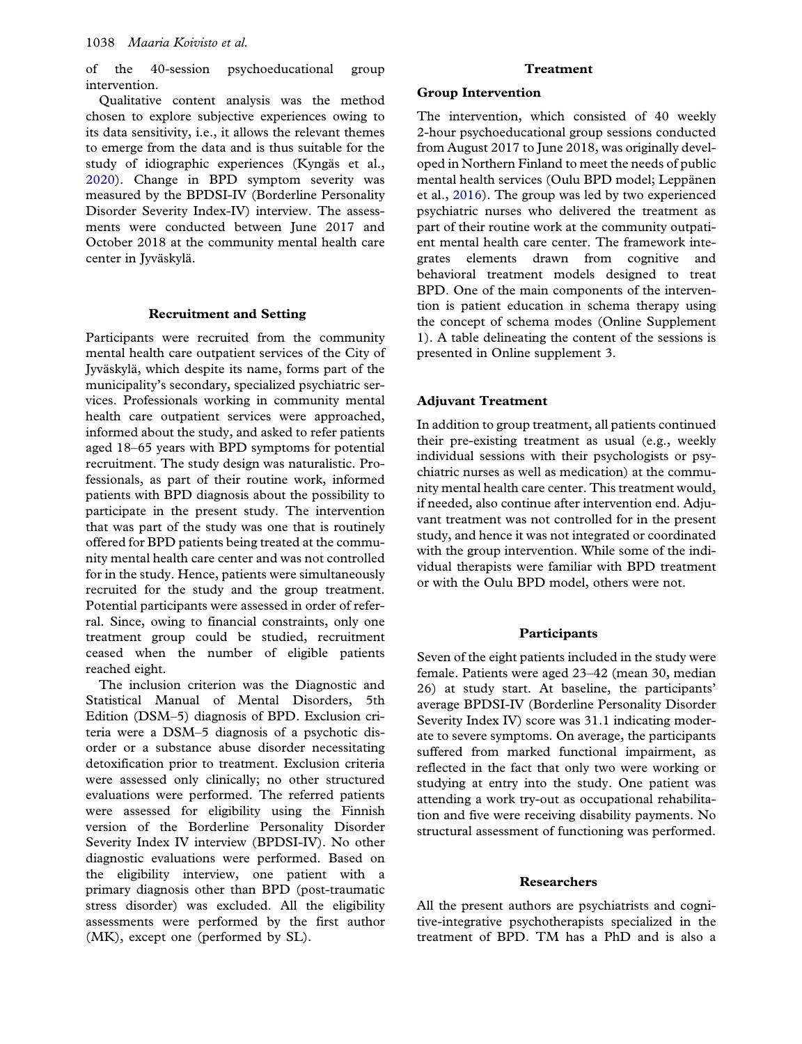of the 40-session psychoeducational group intervention.

Qualitative content analysis was the method chosen to explore subjective experiences owing to its data sensitivity, i.e., it allows the relevant themes to emerge from the data and is thus suitable for the study of idiographic experiences (Kyngäs et al., 2020). Change in BPD symptom severity was measured by the BPDSI-IV (Borderline Personality Disorder Severity Index-IV) interview. The assessments were conducted between June 2017 and October 2018 at the community mental health care center in Jyväskylä.

### Recruitment and Setting

Participants were recruited from the community mental health care outpatient services of the City of Jyväskylä, which despite its name, forms part of the municipality's secondary, specialized psychiatric services. Professionals working in community mental health care outpatient services were approached, informed about the study, and asked to refer patients aged 18–65 years with BPD symptoms for potential recruitment. The study design was naturalistic. Professionals, as part of their routine work, informed patients with BPD diagnosis about the possibility to participate in the present study. The intervention that was part of the study was one that is routinely offered for BPD patients being treated at the community mental health care center and was not controlled for in the study. Hence, patients were simultaneously recruited for the study and the group treatment. Potential participants were assessed in order of referral. Since, owing to financial constraints, only one treatment group could be studied, recruitment ceased when the number of eligible patients reached eight.

The inclusion criterion was the Diagnostic and Statistical Manual of Mental Disorders, 5th Edition (DSM–5) diagnosis of BPD. Exclusion criteria were a DSM–5 diagnosis of a psychotic disorder or a substance abuse disorder necessitating detoxification prior to treatment. Exclusion criteria were assessed only clinically; no other structured evaluations were performed. The referred patients were assessed for eligibility using the Finnish version of the Borderline Personality Disorder Severity Index IV interview (BPDSI-IV). No other diagnostic evaluations were performed. Based on the eligibility interview, one patient with a primary diagnosis other than BPD (post-traumatic stress disorder) was excluded. All the eligibility assessments were performed by the first author (MK), except one (performed by SL).

### Treatment

#### Group Intervention

The intervention, which consisted of 40 weekly 2-hour psychoeducational group sessions conducted from August 2017 to June 2018, was originally developed in Northern Finland to meet the needs of public mental health services (Oulu BPD model; Leppänen et al., 2016). The group was led by two experienced psychiatric nurses who delivered the treatment as part of their routine work at the community outpatient mental health care center. The framework integrates elements drawn from cognitive and behavioral treatment models designed to treat BPD. One of the main components of the intervention is patient education in schema therapy using the concept of schema modes (Online Supplement 1). A table delineating the content of the sessions is presented in Online supplement 3.

#### Adjuvant Treatment

In addition to group treatment, all patients continued their pre-existing treatment as usual (e.g., weekly individual sessions with their psychologists or psychiatric nurses as well as medication) at the community mental health care center. This treatment would, if needed, also continue after intervention end. Adjuvant treatment was not controlled for in the present study, and hence it was not integrated or coordinated with the group intervention. While some of the individual therapists were familiar with BPD treatment or with the Oulu BPD model, others were not.

### Participants

Seven of the eight patients included in the study were female. Patients were aged 23–42 (mean 30, median 26) at study start. At baseline, the participants' average BPDSI-IV (Borderline Personality Disorder Severity Index IV) score was 31.1 indicating moderate to severe symptoms. On average, the participants suffered from marked functional impairment, as reflected in the fact that only two were working or studying at entry into the study. One patient was attending a work try-out as occupational rehabilitation and five were receiving disability payments. No structural assessment of functioning was performed.

### Researchers

All the present authors are psychiatrists and cognitive-integrative psychotherapists specialized in the treatment of BPD. TM has a PhD and is also a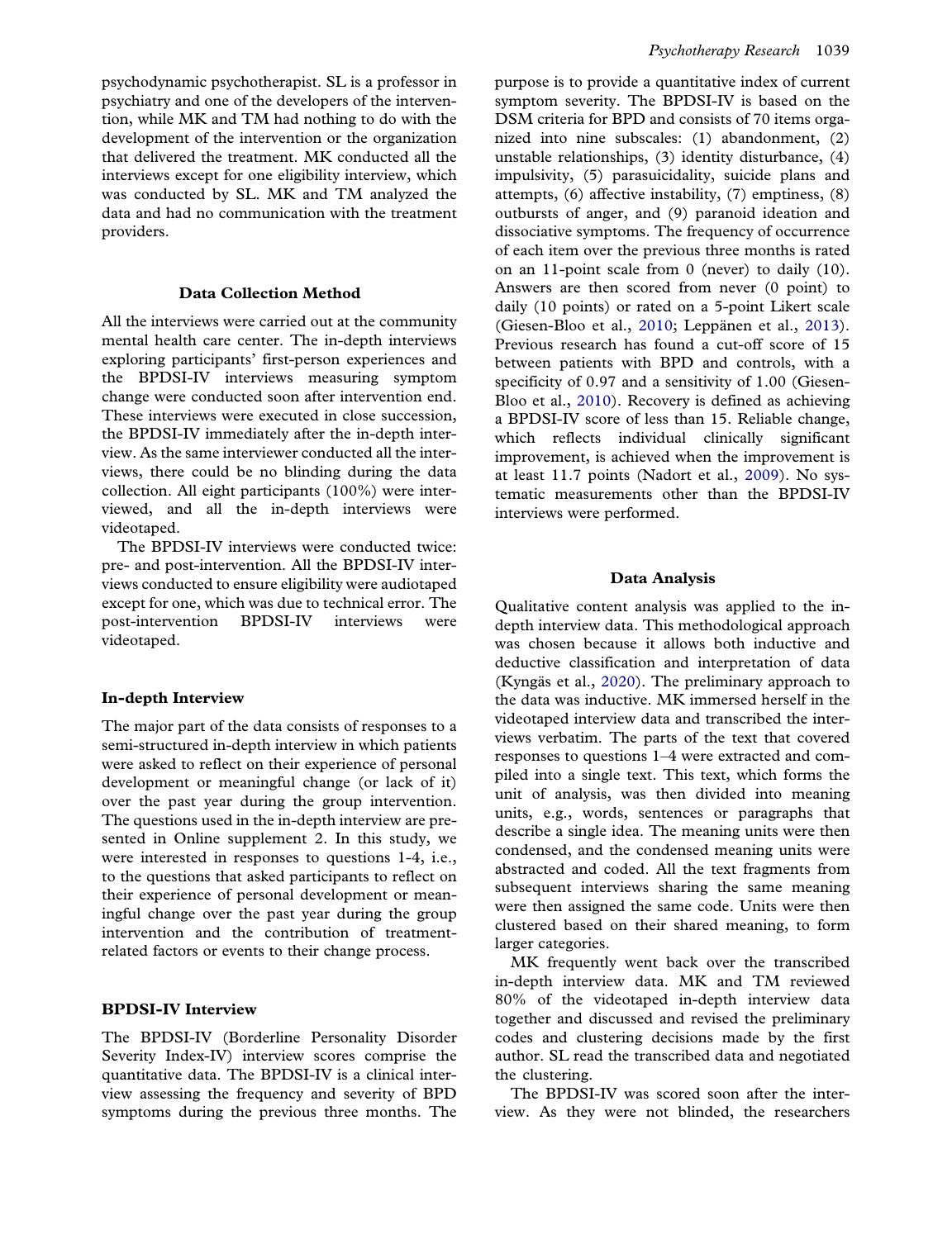psychodynamic psychotherapist. SL is a professor in psychiatry and one of the developers of the intervention, while MK and TM had nothing to do with the development of the intervention or the organization that delivered the treatment. MK conducted all the interviews except for one eligibility interview, which was conducted by SL. MK and TM analyzed the data and had no communication with the treatment providers.

## Data Collection Method

All the interviews were carried out at the community mental health care center. The in-depth interviews exploring participants' first-person experiences and the BPDSI-IV interviews measuring symptom change were conducted soon after intervention end. These interviews were executed in close succession, the BPDSI-IV immediately after the in-depth interview. As the same interviewer conducted all the interviews, there could be no blinding during the data collection. All eight participants (100%) were interviewed, and all the in-depth interviews were videotaped.

The BPDSI-IV interviews were conducted twice: pre- and post-intervention. All the BPDSI-IV interviews conducted to ensure eligibility were audiotaped except for one, which was due to technical error. The post-intervention BPDSI-IV interviews were videotaped.

### In-depth Interview

The major part of the data consists of responses to a semi-structured in-depth interview in which patients were asked to reflect on their experience of personal development or meaningful change (or lack of it) over the past year during the group intervention. The questions used in the in-depth interview are presented in Online supplement 2. In this study, we were interested in responses to questions 1-4, i.e., to the questions that asked participants to reflect on their experience of personal development or meaningful change over the past year during the group intervention and the contribution of treatment-related factors or events to their change process.

### BPDSI-IV Interview

The BPDSI-IV (Borderline Personality Disorder Severity Index-IV) interview scores comprise the quantitative data. The BPDSI-IV is a clinical interview assessing the frequency and severity of BPD symptoms during the previous three months. The purpose is to provide a quantitative index of current symptom severity. The BPDSI-IV is based on the DSM criteria for BPD and consists of 70 items organized into nine subscales: (1) abandonment, (2) unstable relationships, (3) identity disturbance, (4) impulsivity, (5) parasuicidality, suicide plans and attempts, (6) affective instability, (7) emptiness, (8) outbursts of anger, and (9) paranoid ideation and dissociative symptoms. The frequency of occurrence of each item over the previous three months is rated on an 11-point scale from 0 (never) to daily (10). Answers are then scored from never (0 point) to daily (10 points) or rated on a 5-point Likert scale (Giesen-Bloo et al., 2010; Leppänen et al., 2013). Previous research has found a cut-off score of 15 between patients with BPD and controls, with a specificity of 0.97 and a sensitivity of 1.00 (Giesen-Bloo et al., 2010). Recovery is defined as achieving a BPDSI-IV score of less than 15. Reliable change, which reflects individual clinically significant improvement, is achieved when the improvement is at least 11.7 points (Nadort et al., 2009). No systematic measurements other than the BPDSI-IV interviews were performed.

## Data Analysis

Qualitative content analysis was applied to the in-depth interview data. This methodological approach was chosen because it allows both inductive and deductive classification and interpretation of data (Kyngäs et al., 2020). The preliminary approach to the data was inductive. MK immersed herself in the videotaped interview data and transcribed the interviews verbatim. The parts of the text that covered responses to questions 1–4 were extracted and compiled into a single text. This text, which forms the unit of analysis, was then divided into meaning units, e.g., words, sentences or paragraphs that describe a single idea. The meaning units were then condensed, and the condensed meaning units were abstracted and coded. All the text fragments from subsequent interviews sharing the same meaning were then assigned the same code. Units were then clustered based on their shared meaning, to form larger categories.

MK frequently went back over the transcribed in-depth interview data. MK and TM reviewed 80% of the videotaped in-depth interview data together and discussed and revised the preliminary codes and clustering decisions made by the first author. SL read the transcribed data and negotiated the clustering.

The BPDSI-IV was scored soon after the interview. As they were not blinded, the researchers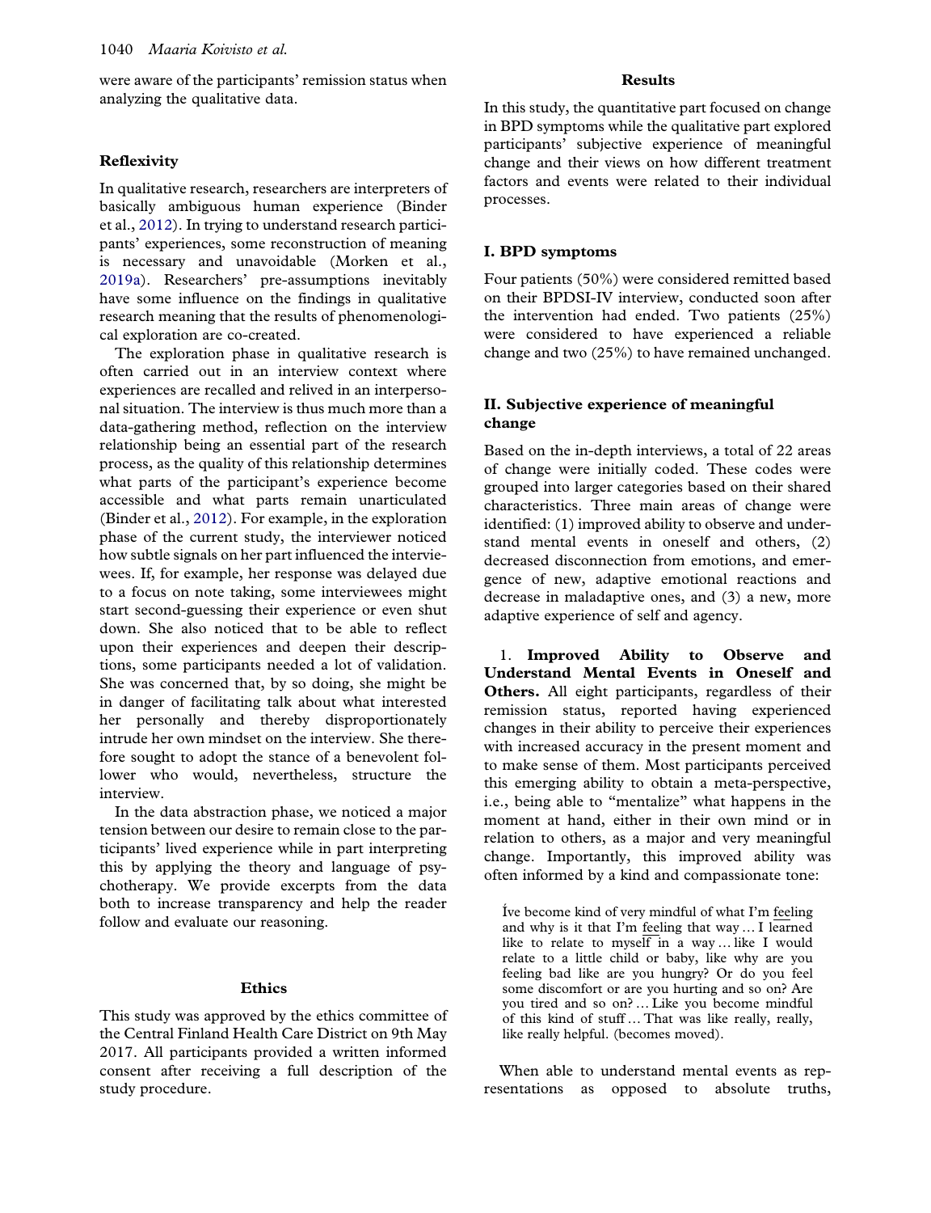were aware of the participants' remission status when analyzing the qualitative data.

## Reflexivity

In qualitative research, researchers are interpreters of basically ambiguous human experience (Binder et al., 2012). In trying to understand research participants' experiences, some reconstruction of meaning is necessary and unavoidable (Morken et al., 2019a). Researchers' pre-assumptions inevitably have some influence on the findings in qualitative research meaning that the results of phenomenological exploration are co-created.

The exploration phase in qualitative research is often carried out in an interview context where experiences are recalled and relived in an interpersonal situation. The interview is thus much more than a data-gathering method, reflection on the interview relationship being an essential part of the research process, as the quality of this relationship determines what parts of the participant's experience become accessible and what parts remain unarticulated (Binder et al., 2012). For example, in the exploration phase of the current study, the interviewer noticed how subtle signals on her part influenced the interviewees. If, for example, her response was delayed due to a focus on note taking, some interviewees might start second-guessing their experience or even shut down. She also noticed that to be able to reflect upon their experiences and deepen their descriptions, some participants needed a lot of validation. She was concerned that, by so doing, she might be in danger of facilitating talk about what interested her personally and thereby disproportionately intrude her own mindset on the interview. She therefore sought to adopt the stance of a benevolent follower who would, nevertheless, structure the interview.

In the data abstraction phase, we noticed a major tension between our desire to remain close to the participants' lived experience while in part interpreting this by applying the theory and language of psychotherapy. We provide excerpts from the data both to increase transparency and help the reader follow and evaluate our reasoning.

## Ethics

This study was approved by the ethics committee of the Central Finland Health Care District on 9th May 2017. All participants provided a written informed consent after receiving a full description of the study procedure.

## Results

In this study, the quantitative part focused on change in BPD symptoms while the qualitative part explored participants' subjective experience of meaningful change and their views on how different treatment factors and events were related to their individual processes.

### I. BPD symptoms

Four patients (50%) were considered remitted based on their BPDSI-IV interview, conducted soon after the intervention had ended. Two patients (25%) were considered to have experienced a reliable change and two (25%) to have remained unchanged.

### II. Subjective experience of meaningful change

Based on the in-depth interviews, a total of 22 areas of change were initially coded. These codes were grouped into larger categories based on their shared characteristics. Three main areas of change were identified: (1) improved ability to observe and understand mental events in oneself and others, (2) decreased disconnection from emotions, and emergence of new, adaptive emotional reactions and decrease in maladaptive ones, and (3) a new, more adaptive experience of self and agency.

1. **Improved Ability to Observe and Understand Mental Events in Oneself and Others.** All eight participants, regardless of their remission status, reported having experienced changes in their ability to perceive their experiences with increased accuracy in the present moment and to make sense of them. Most participants perceived this emerging ability to obtain a meta-perspective, i.e., being able to "mentalize" what happens in the moment at hand, either in their own mind or in relation to others, as a major and very meaningful change. Importantly, this improved ability was often informed by a kind and compassionate tone:

> Íve become kind of very mindful of what I'm feeling and why is it that I'm feeling that way … I learned like to relate to myself in a way … like I would relate to a little child or baby, like why are you feeling bad like are you hungry? Or do you feel some discomfort or are you hurting and so on? Are you tired and so on? … Like you become mindful of this kind of stuff … That was like really, really, like really helpful. (becomes moved).

When able to understand mental events as representations as opposed to absolute truths,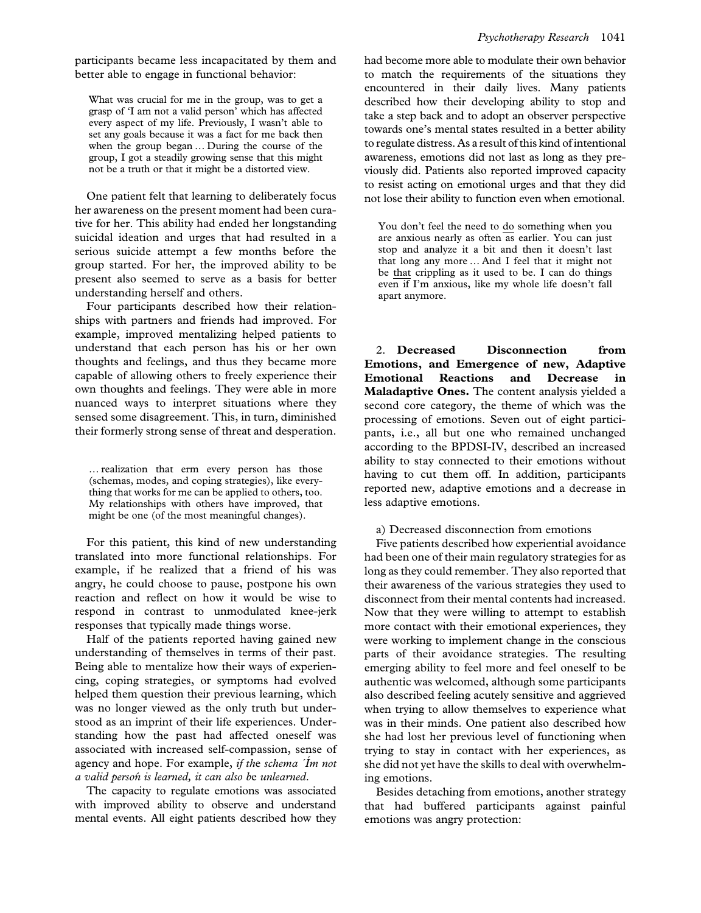participants became less incapacitated by them and better able to engage in functional behavior:

> What was crucial for me in the group, was to get a grasp of 'I am not a valid person' which has affected every aspect of my life. Previously, I wasn't able to set any goals because it was a fact for me back then when the group began … During the course of the group, I got a steadily growing sense that this might not be a truth or that it might be a distorted view.

One patient felt that learning to deliberately focus her awareness on the present moment had been curative for her. This ability had ended her longstanding suicidal ideation and urges that had resulted in a serious suicide attempt a few months before the group started. For her, the improved ability to be present also seemed to serve as a basis for better understanding herself and others.

Four participants described how their relationships with partners and friends had improved. For example, improved mentalizing helped patients to understand that each person has his or her own thoughts and feelings, and thus they became more capable of allowing others to freely experience their own thoughts and feelings. They were able in more nuanced ways to interpret situations where they sensed some disagreement. This, in turn, diminished their formerly strong sense of threat and desperation.

> … realization that erm every person has those (schemas, modes, and coping strategies), like everything that works for me can be applied to others, too. My relationships with others have improved, that might be one (of the most meaningful changes).

For this patient, this kind of new understanding translated into more functional relationships. For example, if he realized that a friend of his was angry, he could choose to pause, postpone his own reaction and reflect on how it would be wise to respond in contrast to unmodulated knee-jerk responses that typically made things worse.

Half of the patients reported having gained new understanding of themselves in terms of their past. Being able to mentalize how their ways of experiencing, coping strategies, or symptoms had evolved helped them question their previous learning, which was no longer viewed as the only truth but understood as an imprint of their life experiences. Understanding how the past had affected oneself was associated with increased self-compassion, sense of agency and hope. For example, *if the schema ´Ím not a valid persoń is learned, it can also be unlearned*.

The capacity to regulate emotions was associated with improved ability to observe and understand mental events. All eight patients described how they had become more able to modulate their own behavior to match the requirements of the situations they encountered in their daily lives. Many patients described how their developing ability to stop and take a step back and to adopt an observer perspective towards one's mental states resulted in a better ability to regulate distress. As a result of this kind of intentional awareness, emotions did not last as long as they previously did. Patients also reported improved capacity to resist acting on emotional urges and that they did not lose their ability to function even when emotional.

> You don't feel the need to <u>do</u> something when you are anxious nearly as often as earlier. You can just stop and analyze it a bit and then it doesn't last that long any more … And I feel that it might not be <u>that</u> crippling as it used to be. I can do things even if I'm anxious, like my whole life doesn't fall apart anymore.

2. **Decreased Disconnection from Emotions, and Emergence of new, Adaptive Emotional Reactions and Decrease in Maladaptive Ones.** The content analysis yielded a second core category, the theme of which was the processing of emotions. Seven out of eight participants, i.e., all but one who remained unchanged according to the BPDSI-IV, described an increased ability to stay connected to their emotions without having to cut them off. In addition, participants reported new, adaptive emotions and a decrease in less adaptive emotions.

a) Decreased disconnection from emotions

Five patients described how experiential avoidance had been one of their main regulatory strategies for as long as they could remember. They also reported that their awareness of the various strategies they used to disconnect from their mental contents had increased. Now that they were willing to attempt to establish more contact with their emotional experiences, they were working to implement change in the conscious parts of their avoidance strategies. The resulting emerging ability to feel more and feel oneself to be authentic was welcomed, although some participants also described feeling acutely sensitive and aggrieved when trying to allow themselves to experience what was in their minds. One patient also described how she had lost her previous level of functioning when trying to stay in contact with her experiences, as she did not yet have the skills to deal with overwhelming emotions.

Besides detaching from emotions, another strategy that had buffered participants against painful emotions was angry protection: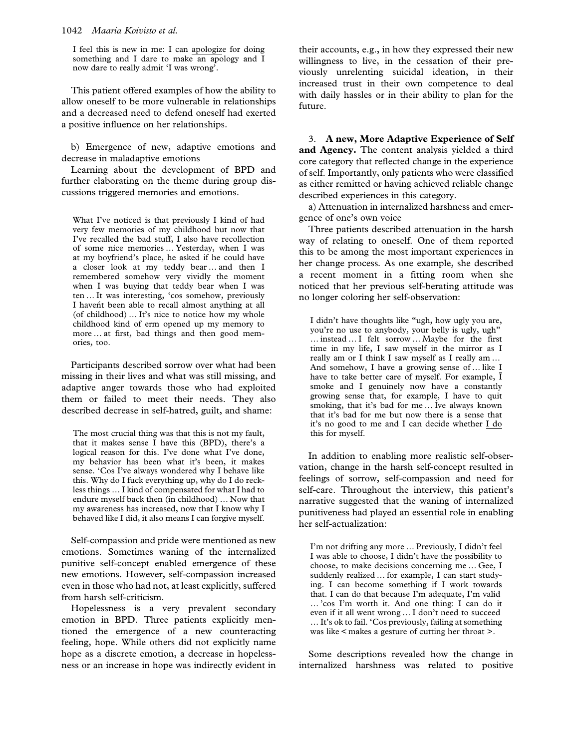I feel this is new in me: I can apologize for doing something and I dare to make an apology and I now dare to really admit 'I was wrong'.

This patient offered examples of how the ability to allow oneself to be more vulnerable in relationships and a decreased need to defend oneself had exerted a positive influence on her relationships.

b) Emergence of new, adaptive emotions and decrease in maladaptive emotions

Learning about the development of BPD and further elaborating on the theme during group discussions triggered memories and emotions.

> What I've noticed is that previously I kind of had very few memories of my childhood but now that I've recalled the bad stuff, I also have recollection of some nice memories … Yesterday, when I was at my boyfriend's place, he asked if he could have a closer look at my teddy bear … and then I remembered somehow very vividly the moment when I was buying that teddy bear when I was ten … It was interesting, 'cos somehow, previously I haven't been able to recall almost anything at all (of childhood) … It's nice to notice how my whole childhood kind of erm opened up my memory to more … at first, bad things and then good memories, too.

Participants described sorrow over what had been missing in their lives and what was still missing, and adaptive anger towards those who had exploited them or failed to meet their needs. They also described decrease in self-hatred, guilt, and shame:

> The most crucial thing was that this is not my fault, that it makes sense I have this (BPD), there's a logical reason for this. I've done what I've done, my behavior has been what it's been, it makes sense. 'Cos I've always wondered why I behave like this. Why do I fuck everything up, why do I do reckless things … I kind of compensated for what I had to endure myself back then (in childhood) … Now that my awareness has increased, now that I know why I behaved like I did, it also means I can forgive myself.

Self-compassion and pride were mentioned as new emotions. Sometimes waning of the internalized punitive self-concept enabled emergence of these new emotions. However, self-compassion increased even in those who had not, at least explicitly, suffered from harsh self-criticism.

Hopelessness is a very prevalent secondary emotion in BPD. Three patients explicitly mentioned the emergence of a new counteracting feeling, hope. While others did not explicitly name hope as a discrete emotion, a decrease in hopelessness or an increase in hope was indirectly evident in their accounts, e.g., in how they expressed their new willingness to live, in the cessation of their previously unrelenting suicidal ideation, in their increased trust in their own competence to deal with daily hassles or in their ability to plan for the future.

3. **A new, More Adaptive Experience of Self and Agency.** The content analysis yielded a third core category that reflected change in the experience of self. Importantly, only patients who were classified as either remitted or having achieved reliable change described experiences in this category.

a) Attenuation in internalized harshness and emergence of one's own voice

Three patients described attenuation in the harsh way of relating to oneself. One of them reported this to be among the most important experiences in her change process. As one example, she described a recent moment in a fitting room when she noticed that her previous self-berating attitude was no longer coloring her self-observation:

> I didn't have thoughts like "ugh, how ugly you are, you're no use to anybody, your belly is ugly, ugh" … instead … I felt sorrow … Maybe for the first time in my life, I saw myself in the mirror as I really am or I think I saw myself as I really am … And somehow, I have a growing sense of … like I have to take better care of myself. For example, I smoke and I genuinely now have a constantly growing sense that, for example, I have to quit smoking, that it's bad for me … I've always known that it's bad for me but now there is a sense that it's no good to me and I can decide whether I do this for myself.

In addition to enabling more realistic self-observation, change in the harsh self-concept resulted in feelings of sorrow, self-compassion and need for self-care. Throughout the interview, this patient's narrative suggested that the waning of internalized punitiveness had played an essential role in enabling her self-actualization:

> I'm not drifting any more … Previously, I didn't feel I was able to choose, I didn't have the possibility to choose, to make decisions concerning me … Gee, I suddenly realized … for example, I can start studying. I can become something if I work towards that. I can do that because I'm adequate, I'm valid … 'cos I'm worth it. And one thing: I can do it even if it all went wrong … I don't need to succeed … It's ok to fail. 'Cos previously, failing at something was like < makes a gesture of cutting her throat >.

Some descriptions revealed how the change in internalized harshness was related to positive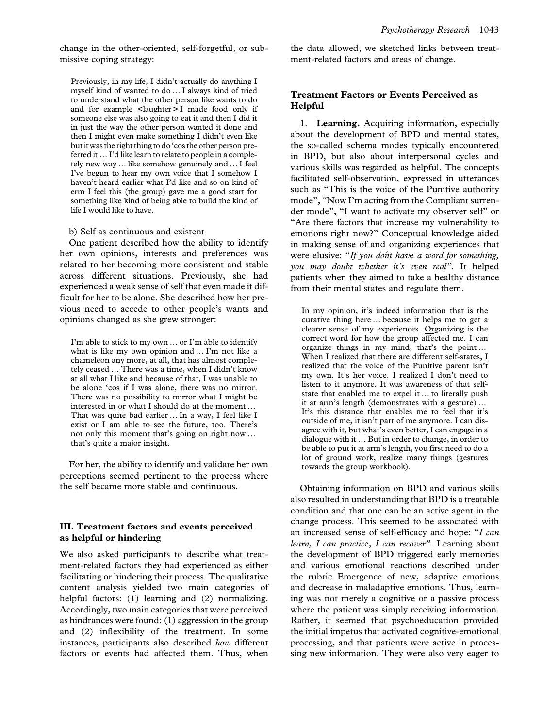change in the other-oriented, self-forgetful, or submissive coping strategy:

> Previously, in my life, I didn't actually do anything I myself kind of wanted to do … I always kind of tried to understand what the other person like wants to do and for example <laughter> I made food only if someone else was also going to eat it and then I did it in just the way the other person wanted it done and then I might even make something I didn't even like but it was the right thing to do 'cos the other person preferred it … I'd like learn to relate to people in a completely new way … like somehow genuinely and … I feel I've begun to hear my own voice that I somehow I haven't heard earlier what I'd like and so on kind of erm I feel this (the group) gave me a good start for something like kind of being able to build the kind of life I would like to have.

b) Self as continuous and existent

One patient described how the ability to identify her own opinions, interests and preferences was related to her becoming more consistent and stable across different situations. Previously, she had experienced a weak sense of self that even made it difficult for her to be alone. She described how her previous need to accede to other people's wants and opinions changed as she grew stronger:

> I'm able to stick to my own … or I'm able to identify what is like my own opinion and … I'm not like a chameleon any more, at all, that has almost completely ceased … There was a time, when I didn't know at all what I like and because of that, I was unable to be alone 'cos if I was alone, there was no mirror. There was no possibility to mirror what I might be interested in or what I should do at the moment … That was quite bad earlier … In a way, I feel like I exist or I am able to see the future, too. There's not only this moment that's going on right now … that's quite a major insight.

For her, the ability to identify and validate her own perceptions seemed pertinent to the process where the self became more stable and continuous.

### III. Treatment factors and events perceived as helpful or hindering

We also asked participants to describe what treatment-related factors they had experienced as either facilitating or hindering their process. The qualitative content analysis yielded two main categories of helpful factors: (1) learning and (2) normalizing. Accordingly, two main categories that were perceived as hindrances were found: (1) aggression in the group and (2) inflexibility of the treatment. In some instances, participants also described *how* different factors or events had affected them. Thus, when the data allowed, we sketched links between treatment-related factors and areas of change.

### Treatment Factors or Events Perceived as Helpful

1. **Learning.** Acquiring information, especially about the development of BPD and mental states, the so-called schema modes typically encountered in BPD, but also about interpersonal cycles and various skills was regarded as helpful. The concepts facilitated self-observation, expressed in utterances such as "This is the voice of the Punitive authority mode", "Now I'm acting from the Compliant surrender mode", "I want to activate my observer self" or "Are there factors that increase my vulnerability to emotions right now?" Conceptual knowledge aided in making sense of and organizing experiences that were elusive: "*If you don't have a word for something, you may doubt whether it´s even real"*. It helped patients when they aimed to take a healthy distance from their mental states and regulate them.

> In my opinion, it's indeed information that is the curative thing here … because it helps me to get a clearer sense of my experiences. <u>Organizing</u> is the correct word for how the group affected me. I can organize things in my mind, that's the point … When I realized that there are different self-states, I realized that the voice of the Punitive parent isn't my own. It´s <u>her</u> voice. I realized I don't need to listen to it anymore. It was awareness of that self-state that enabled me to expel it … to literally push it at arm's length (demonstrates with a gesture) … It's this distance that enables me to feel that it's outside of me, it isn't part of me anymore. I can disagree with it, but what's even better, I can engage in a dialogue with it … But in order to change, in order to be able to put it at arm's length, you first need to do a lot of ground work, realize many things (gestures towards the group workbook).

Obtaining information on BPD and various skills also resulted in understanding that BPD is a treatable condition and that one can be an active agent in the change process. This seemed to be associated with an increased sense of self-efficacy and hope: "*I can learn, I can practice, I can recover"*. Learning about the development of BPD triggered early memories and various emotional reactions described under the rubric Emergence of new, adaptive emotions and decrease in maladaptive emotions. Thus, learning was not merely a cognitive or a passive process where the patient was simply receiving information. Rather, it seemed that psychoeducation provided the initial impetus that activated cognitive-emotional processing, and that patients were active in processing new information. They were also very eager to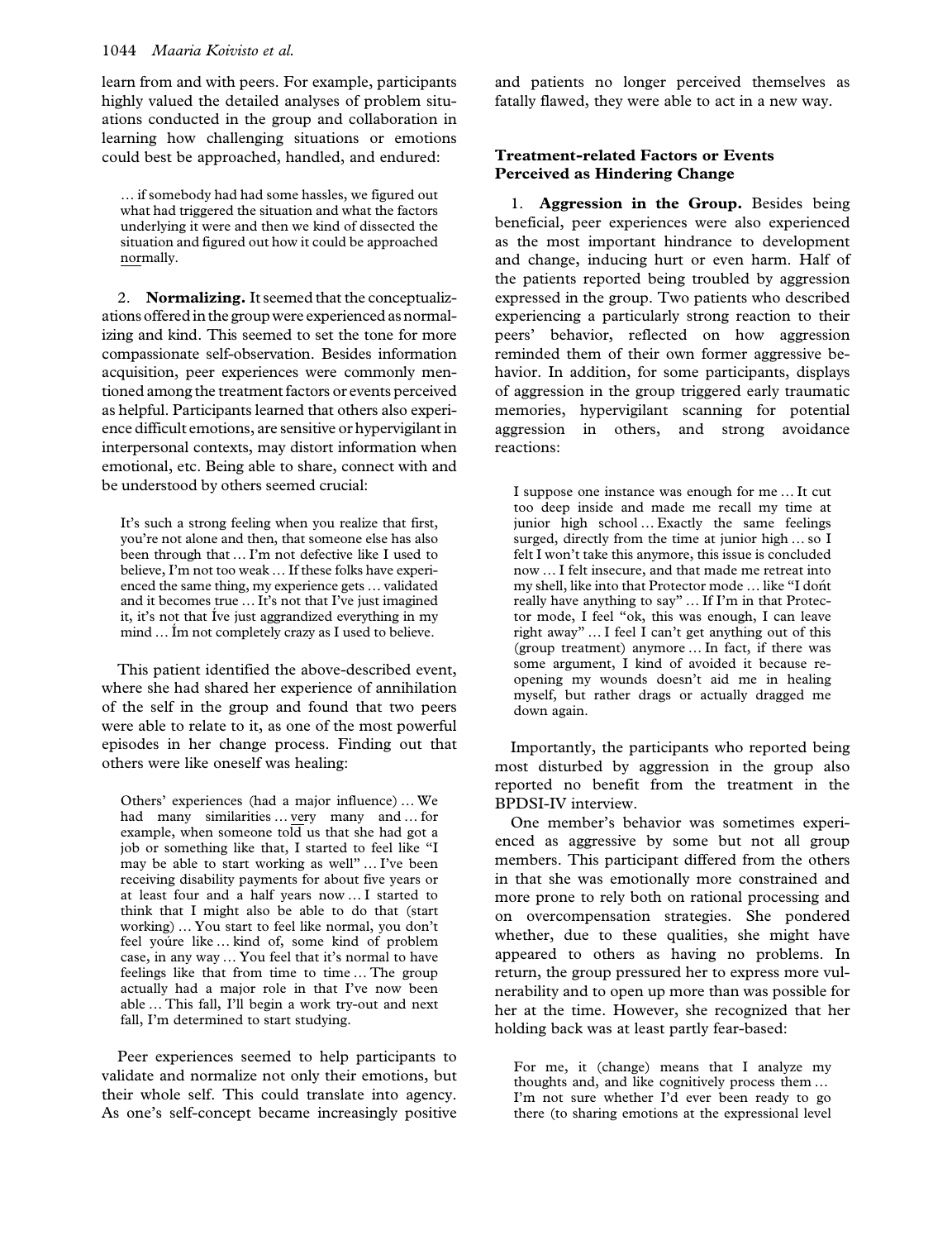learn from and with peers. For example, participants highly valued the detailed analyses of problem situations conducted in the group and collaboration in learning how challenging situations or emotions could best be approached, handled, and endured:

> … if somebody had had some hassles, we figured out what had triggered the situation and what the factors underlying it were and then we kind of dissected the situation and figured out how it could be approached normally.

2. **Normalizing.** It seemed that the conceptualizations offered in the group were experienced as normalizing and kind. This seemed to set the tone for more compassionate self-observation. Besides information acquisition, peer experiences were commonly mentioned among the treatment factors or events perceived as helpful. Participants learned that others also experience difficult emotions, are sensitive or hypervigilant in interpersonal contexts, may distort information when emotional, etc. Being able to share, connect with and be understood by others seemed crucial:

> It's such a strong feeling when you realize that first, you're not alone and then, that someone else has also been through that … I'm not defective like I used to believe, I'm not too weak … If these folks have experienced the same thing, my experience gets … validated and it becomes true … It's not that I've just imagined it, it's not that I've just aggrandized everything in my mind … I'm not completely crazy as I used to believe.

This patient identified the above-described event, where she had shared her experience of annihilation of the self in the group and found that two peers were able to relate to it, as one of the most powerful episodes in her change process. Finding out that others were like oneself was healing:

> Others' experiences (had a major influence) … We had many similarities … very many and … for example, when someone told us that she had got a job or something like that, I started to feel like "I may be able to start working as well" … I've been receiving disability payments for about five years or at least four and a half years now … I started to think that I might also be able to do that (start working) … You start to feel like normal, you don't feel you're like … kind of, some kind of problem case, in any way … You feel that it's normal to have feelings like that from time to time … The group actually had a major role in that I've now been able … This fall, I'll begin a work try-out and next fall, I'm determined to start studying.

Peer experiences seemed to help participants to validate and normalize not only their emotions, but their whole self. This could translate into agency. As one's self-concept became increasingly positive and patients no longer perceived themselves as fatally flawed, they were able to act in a new way.

### Treatment-related Factors or Events Perceived as Hindering Change

1. **Aggression in the Group.** Besides being beneficial, peer experiences were also experienced as the most important hindrance to development and change, inducing hurt or even harm. Half of the patients reported being troubled by aggression expressed in the group. Two patients who described experiencing a particularly strong reaction to their peers' behavior, reflected on how aggression reminded them of their own former aggressive behavior. In addition, for some participants, displays of aggression in the group triggered early traumatic memories, hypervigilant scanning for potential aggression in others, and strong avoidance reactions:

> I suppose one instance was enough for me … It cut too deep inside and made me recall my time at junior high school … Exactly the same feelings surged, directly from the time at junior high … so I felt I won't take this anymore, this issue is concluded now … I felt insecure, and that made me retreat into my shell, like into that Protector mode … like "I don't really have anything to say" … If I'm in that Protector mode, I feel "ok, this was enough, I can leave right away" … I feel I can't get anything out of this (group treatment) anymore … In fact, if there was some argument, I kind of avoided it because reopening my wounds doesn't aid me in healing myself, but rather drags or actually dragged me down again.

Importantly, the participants who reported being most disturbed by aggression in the group also reported no benefit from the treatment in the BPDSI-IV interview.

One member's behavior was sometimes experienced as aggressive by some but not all group members. This participant differed from the others in that she was emotionally more constrained and more prone to rely both on rational processing and on overcompensation strategies. She pondered whether, due to these qualities, she might have appeared to others as having no problems. In return, the group pressured her to express more vulnerability and to open up more than was possible for her at the time. However, she recognized that her holding back was at least partly fear-based:

> For me, it (change) means that I analyze my thoughts and, and like cognitively process them … I'm not sure whether I'd ever been ready to go there (to sharing emotions at the expressional level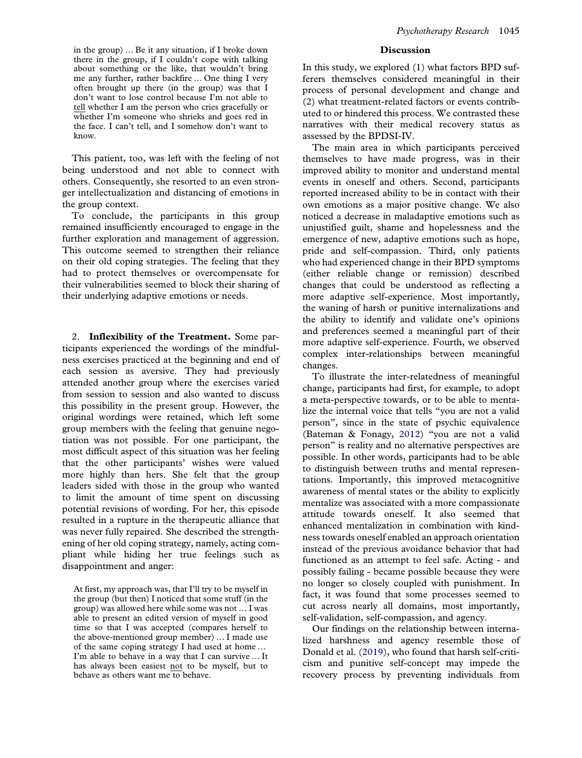> in the group) … Be it any situation, if I broke down there in the group, if I couldn't cope with talking about something or the like, that wouldn't bring me any further, rather backfire … One thing I very often brought up there (in the group) was that I don't want to lose control because I'm not able to <u>tell</u> whether I am the person who cries gracefully or whether I'm someone who shrieks and goes red in the face. I can't tell, and I somehow don't want to know.

This patient, too, was left with the feeling of not being understood and not able to connect with others. Consequently, she resorted to an even stronger intellectualization and distancing of emotions in the group context.

To conclude, the participants in this group remained insufficiently encouraged to engage in the further exploration and management of aggression. This outcome seemed to strengthen their reliance on their old coping strategies. The feeling that they had to protect themselves or overcompensate for their vulnerabilities seemed to block their sharing of their underlying adaptive emotions or needs.

2. **Inflexibility of the Treatment.** Some participants experienced the wordings of the mindfulness exercises practiced at the beginning and end of each session as aversive. They had previously attended another group where the exercises varied from session to session and also wanted to discuss this possibility in the present group. However, the original wordings were retained, which left some group members with the feeling that genuine negotiation was not possible. For one participant, the most difficult aspect of this situation was her feeling that the other participants' wishes were valued more highly than hers. She felt that the group leaders sided with those in the group who wanted to limit the amount of time spent on discussing potential revisions of wording. For her, this episode resulted in a rupture in the therapeutic alliance that was never fully repaired. She described the strengthening of her old coping strategy, namely, acting compliant while hiding her true feelings such as disappointment and anger:

> At first, my approach was, that I'll try to be myself in the group (but then) I noticed that some stuff (in the group) was allowed here while some was not … I was able to present an edited version of myself in good time so that I was accepted (compares herself to the above-mentioned group member) … I made use of the same coping strategy I had used at home … I'm able to behave in a way that I can survive … It has always been easiest <u>not</u> to be myself, but to behave as others want me to behave.

## Discussion

In this study, we explored (1) what factors BPD sufferers themselves considered meaningful in their process of personal development and change and (2) what treatment-related factors or events contributed to or hindered this process. We contrasted these narratives with their medical recovery status as assessed by the BPDSI-IV.

The main area in which participants perceived themselves to have made progress, was in their improved ability to monitor and understand mental events in oneself and others. Second, participants reported increased ability to be in contact with their own emotions as a major positive change. We also noticed a decrease in maladaptive emotions such as unjustified guilt, shame and hopelessness and the emergence of new, adaptive emotions such as hope, pride and self-compassion. Third, only patients who had experienced change in their BPD symptoms (either reliable change or remission) described changes that could be understood as reflecting a more adaptive self-experience. Most importantly, the waning of harsh or punitive internalizations and the ability to identify and validate one's opinions and preferences seemed a meaningful part of their more adaptive self-experience. Fourth, we observed complex inter-relationships between meaningful changes.

To illustrate the inter-relatedness of meaningful change, participants had first, for example, to adopt a meta-perspective towards, or to be able to mentalize the internal voice that tells "you are not a valid person", since in the state of psychic equivalence (Bateman & Fonagy, 2012) "you are not a valid person" is reality and no alternative perspectives are possible. In other words, participants had to be able to distinguish between truths and mental representations. Importantly, this improved metacognitive awareness of mental states or the ability to explicitly mentalize was associated with a more compassionate attitude towards oneself. It also seemed that enhanced mentalization in combination with kindness towards oneself enabled an approach orientation instead of the previous avoidance behavior that had functioned as an attempt to feel safe. Acting - and possibly failing - became possible because they were no longer so closely coupled with punishment. In fact, it was found that some processes seemed to cut across nearly all domains, most importantly, self-validation, self-compassion, and agency.

Our findings on the relationship between internalized harshness and agency resemble those of Donald et al. (2019), who found that harsh self-criticism and punitive self-concept may impede the recovery process by preventing individuals from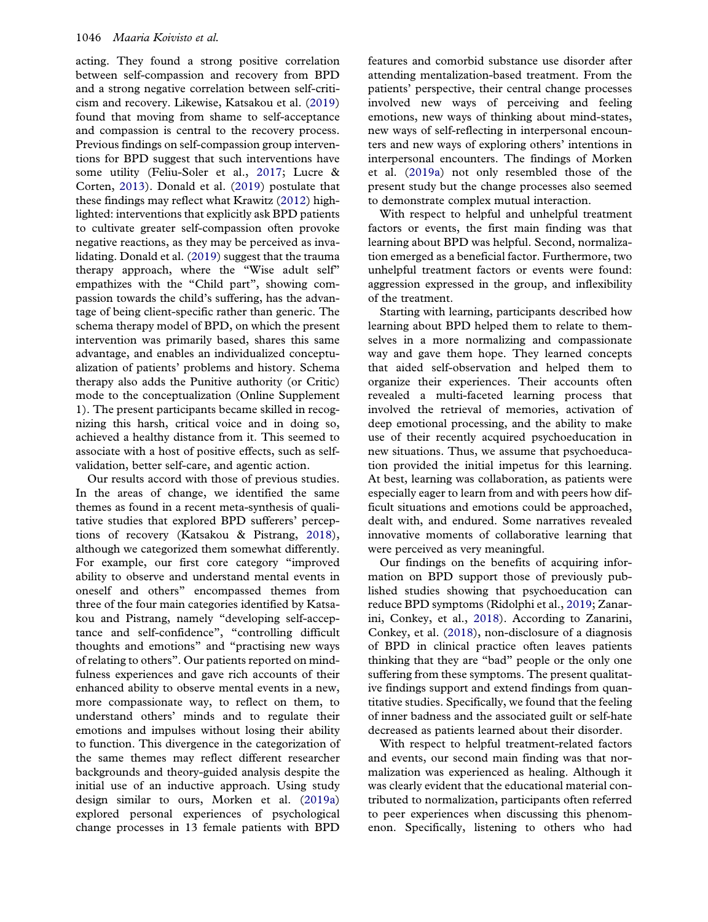acting. They found a strong positive correlation between self-compassion and recovery from BPD and a strong negative correlation between self-criticism and recovery. Likewise, Katsakou et al. (2019) found that moving from shame to self-acceptance and compassion is central to the recovery process. Previous findings on self-compassion group interventions for BPD suggest that such interventions have some utility (Feliu-Soler et al., 2017; Lucre & Corten, 2013). Donald et al. (2019) postulate that these findings may reflect what Krawitz (2012) highlighted: interventions that explicitly ask BPD patients to cultivate greater self-compassion often provoke negative reactions, as they may be perceived as invalidating. Donald et al. (2019) suggest that the trauma therapy approach, where the "Wise adult self" empathizes with the "Child part", showing compassion towards the child's suffering, has the advantage of being client-specific rather than generic. The schema therapy model of BPD, on which the present intervention was primarily based, shares this same advantage, and enables an individualized conceptualization of patients' problems and history. Schema therapy also adds the Punitive authority (or Critic) mode to the conceptualization (Online Supplement 1). The present participants became skilled in recognizing this harsh, critical voice and in doing so, achieved a healthy distance from it. This seemed to associate with a host of positive effects, such as self-validation, better self-care, and agentic action.

Our results accord with those of previous studies. In the areas of change, we identified the same themes as found in a recent meta-synthesis of qualitative studies that explored BPD sufferers' perceptions of recovery (Katsakou & Pistrang, 2018), although we categorized them somewhat differently. For example, our first core category "improved ability to observe and understand mental events in oneself and others" encompassed themes from three of the four main categories identified by Katsakou and Pistrang, namely "developing self-acceptance and self-confidence", "controlling difficult thoughts and emotions" and "practising new ways of relating to others". Our patients reported on mindfulness experiences and gave rich accounts of their enhanced ability to observe mental events in a new, more compassionate way, to reflect on them, to understand others' minds and to regulate their emotions and impulses without losing their ability to function. This divergence in the categorization of the same themes may reflect different researcher backgrounds and theory-guided analysis despite the initial use of an inductive approach. Using study design similar to ours, Morken et al. (2019a) explored personal experiences of psychological change processes in 13 female patients with BPD features and comorbid substance use disorder after attending mentalization-based treatment. From the patients' perspective, their central change processes involved new ways of perceiving and feeling emotions, new ways of thinking about mind-states, new ways of self-reflecting in interpersonal encounters and new ways of exploring others' intentions in interpersonal encounters. The findings of Morken et al. (2019a) not only resembled those of the present study but the change processes also seemed to demonstrate complex mutual interaction.

With respect to helpful and unhelpful treatment factors or events, the first main finding was that learning about BPD was helpful. Second, normalization emerged as a beneficial factor. Furthermore, two unhelpful treatment factors or events were found: aggression expressed in the group, and inflexibility of the treatment.

Starting with learning, participants described how learning about BPD helped them to relate to themselves in a more normalizing and compassionate way and gave them hope. They learned concepts that aided self-observation and helped them to organize their experiences. Their accounts often revealed a multi-faceted learning process that involved the retrieval of memories, activation of deep emotional processing, and the ability to make use of their recently acquired psychoeducation in new situations. Thus, we assume that psychoeducation provided the initial impetus for this learning. At best, learning was collaboration, as patients were especially eager to learn from and with peers how difficult situations and emotions could be approached, dealt with, and endured. Some narratives revealed innovative moments of collaborative learning that were perceived as very meaningful.

Our findings on the benefits of acquiring information on BPD support those of previously published studies showing that psychoeducation can reduce BPD symptoms (Ridolphi et al., 2019; Zanarini, Conkey, et al., 2018). According to Zanarini, Conkey, et al. (2018), non-disclosure of a diagnosis of BPD in clinical practice often leaves patients thinking that they are "bad" people or the only one suffering from these symptoms. The present qualitative findings support and extend findings from quantitative studies. Specifically, we found that the feeling of inner badness and the associated guilt or self-hate decreased as patients learned about their disorder.

With respect to helpful treatment-related factors and events, our second main finding was that normalization was experienced as healing. Although it was clearly evident that the educational material contributed to normalization, participants often referred to peer experiences when discussing this phenomenon. Specifically, listening to others who had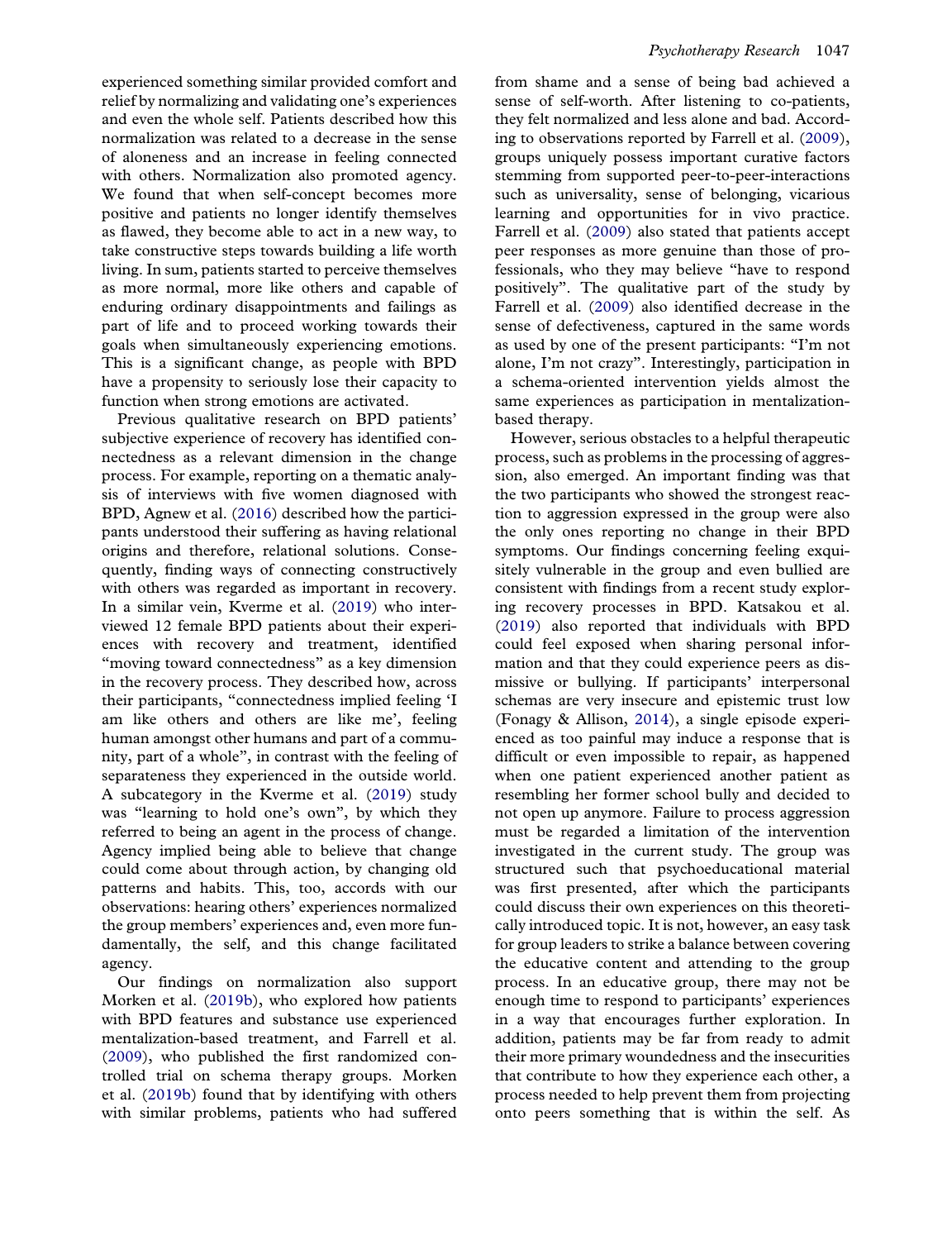experienced something similar provided comfort and relief by normalizing and validating one's experiences and even the whole self. Patients described how this normalization was related to a decrease in the sense of aloneness and an increase in feeling connected with others. Normalization also promoted agency. We found that when self-concept becomes more positive and patients no longer identify themselves as flawed, they become able to act in a new way, to take constructive steps towards building a life worth living. In sum, patients started to perceive themselves as more normal, more like others and capable of enduring ordinary disappointments and failings as part of life and to proceed working towards their goals when simultaneously experiencing emotions. This is a significant change, as people with BPD have a propensity to seriously lose their capacity to function when strong emotions are activated.

Previous qualitative research on BPD patients' subjective experience of recovery has identified connectedness as a relevant dimension in the change process. For example, reporting on a thematic analysis of interviews with five women diagnosed with BPD, Agnew et al. (2016) described how the participants understood their suffering as having relational origins and therefore, relational solutions. Consequently, finding ways of connecting constructively with others was regarded as important in recovery. In a similar vein, Kverme et al. (2019) who interviewed 12 female BPD patients about their experiences with recovery and treatment, identified "moving toward connectedness" as a key dimension in the recovery process. They described how, across their participants, "connectedness implied feeling 'I am like others and others are like me', feeling human amongst other humans and part of a community, part of a whole", in contrast with the feeling of separateness they experienced in the outside world. A subcategory in the Kverme et al. (2019) study was "learning to hold one's own", by which they referred to being an agent in the process of change. Agency implied being able to believe that change could come about through action, by changing old patterns and habits. This, too, accords with our observations: hearing others' experiences normalized the group members' experiences and, even more fundamentally, the self, and this change facilitated agency.

Our findings on normalization also support Morken et al. (2019b), who explored how patients with BPD features and substance use experienced mentalization-based treatment, and Farrell et al. (2009), who published the first randomized controlled trial on schema therapy groups. Morken et al. (2019b) found that by identifying with others with similar problems, patients who had suffered from shame and a sense of being bad achieved a sense of self-worth. After listening to co-patients, they felt normalized and less alone and bad. According to observations reported by Farrell et al. (2009), groups uniquely possess important curative factors stemming from supported peer-to-peer-interactions such as universality, sense of belonging, vicarious learning and opportunities for in vivo practice. Farrell et al. (2009) also stated that patients accept peer responses as more genuine than those of professionals, who they may believe "have to respond positively". The qualitative part of the study by Farrell et al. (2009) also identified decrease in the sense of defectiveness, captured in the same words as used by one of the present participants: "I'm not alone, I'm not crazy". Interestingly, participation in a schema-oriented intervention yields almost the same experiences as participation in mentalization-based therapy.

However, serious obstacles to a helpful therapeutic process, such as problems in the processing of aggression, also emerged. An important finding was that the two participants who showed the strongest reaction to aggression expressed in the group were also the only ones reporting no change in their BPD symptoms. Our findings concerning feeling exquisitely vulnerable in the group and even bullied are consistent with findings from a recent study exploring recovery processes in BPD. Katsakou et al. (2019) also reported that individuals with BPD could feel exposed when sharing personal information and that they could experience peers as dismissive or bullying. If participants' interpersonal schemas are very insecure and epistemic trust low (Fonagy & Allison, 2014), a single episode experienced as too painful may induce a response that is difficult or even impossible to repair, as happened when one patient experienced another patient as resembling her former school bully and decided to not open up anymore. Failure to process aggression must be regarded a limitation of the intervention investigated in the current study. The group was structured such that psychoeducational material was first presented, after which the participants could discuss their own experiences on this theoretically introduced topic. It is not, however, an easy task for group leaders to strike a balance between covering the educative content and attending to the group process. In an educative group, there may not be enough time to respond to participants' experiences in a way that encourages further exploration. In addition, patients may be far from ready to admit their more primary woundedness and the insecurities that contribute to how they experience each other, a process needed to help prevent them from projecting onto peers something that is within the self. As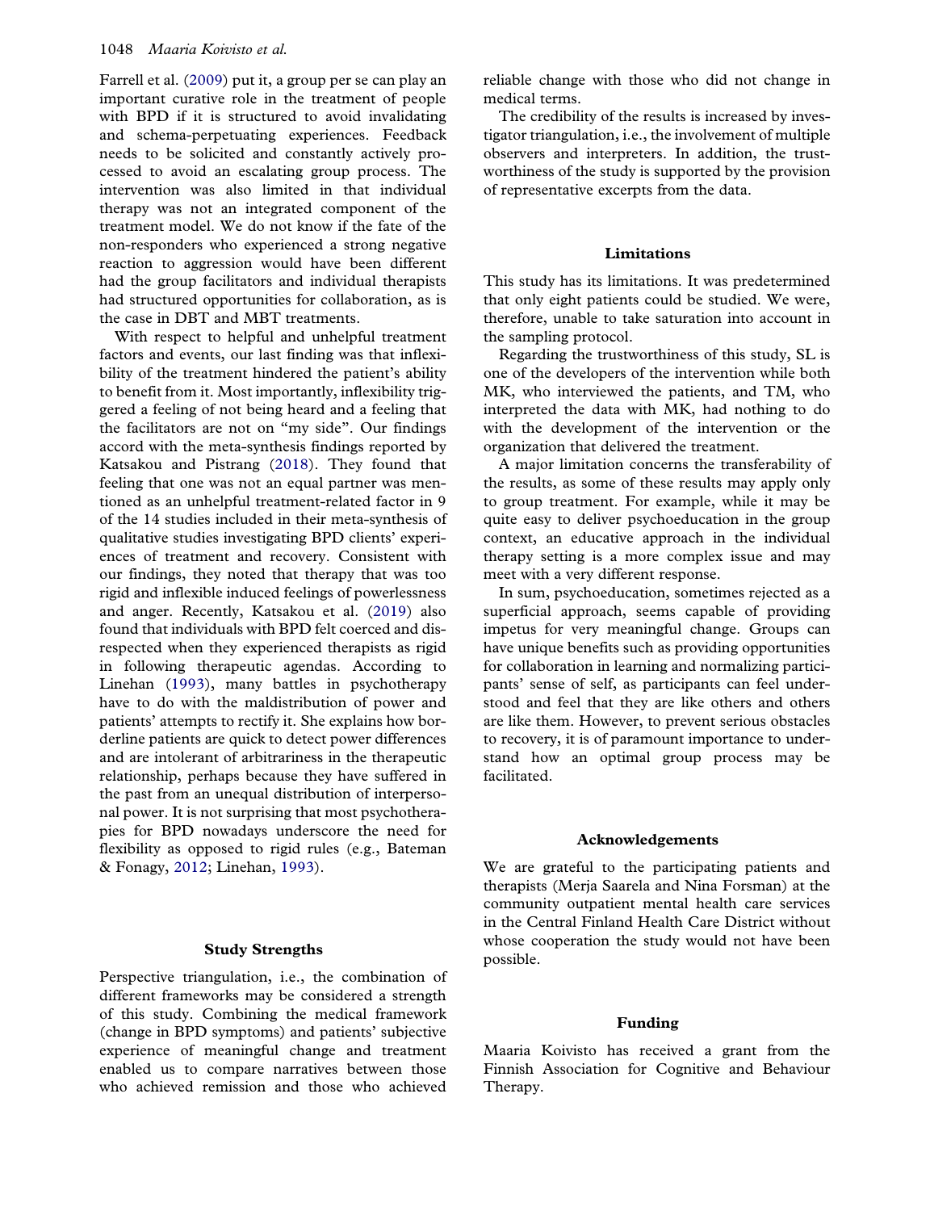Farrell et al. (2009) put it, a group per se can play an important curative role in the treatment of people with BPD if it is structured to avoid invalidating and schema-perpetuating experiences. Feedback needs to be solicited and constantly actively processed to avoid an escalating group process. The intervention was also limited in that individual therapy was not an integrated component of the treatment model. We do not know if the fate of the non-responders who experienced a strong negative reaction to aggression would have been different had the group facilitators and individual therapists had structured opportunities for collaboration, as is the case in DBT and MBT treatments.

With respect to helpful and unhelpful treatment factors and events, our last finding was that inflexibility of the treatment hindered the patient's ability to benefit from it. Most importantly, inflexibility triggered a feeling of not being heard and a feeling that the facilitators are not on "my side". Our findings accord with the meta-synthesis findings reported by Katsakou and Pistrang (2018). They found that feeling that one was not an equal partner was mentioned as an unhelpful treatment-related factor in 9 of the 14 studies included in their meta-synthesis of qualitative studies investigating BPD clients' experiences of treatment and recovery. Consistent with our findings, they noted that therapy that was too rigid and inflexible induced feelings of powerlessness and anger. Recently, Katsakou et al. (2019) also found that individuals with BPD felt coerced and disrespected when they experienced therapists as rigid in following therapeutic agendas. According to Linehan (1993), many battles in psychotherapy have to do with the maldistribution of power and patients' attempts to rectify it. She explains how borderline patients are quick to detect power differences and are intolerant of arbitrariness in the therapeutic relationship, perhaps because they have suffered in the past from an unequal distribution of interpersonal power. It is not surprising that most psychotherapies for BPD nowadays underscore the need for flexibility as opposed to rigid rules (e.g., Bateman & Fonagy, 2012; Linehan, 1993).

## Study Strengths

Perspective triangulation, i.e., the combination of different frameworks may be considered a strength of this study. Combining the medical framework (change in BPD symptoms) and patients' subjective experience of meaningful change and treatment enabled us to compare narratives between those who achieved remission and those who achieved reliable change with those who did not change in medical terms.

The credibility of the results is increased by investigator triangulation, i.e., the involvement of multiple observers and interpreters. In addition, the trustworthiness of the study is supported by the provision of representative excerpts from the data.

## Limitations

This study has its limitations. It was predetermined that only eight patients could be studied. We were, therefore, unable to take saturation into account in the sampling protocol.

Regarding the trustworthiness of this study, SL is one of the developers of the intervention while both MK, who interviewed the patients, and TM, who interpreted the data with MK, had nothing to do with the development of the intervention or the organization that delivered the treatment.

A major limitation concerns the transferability of the results, as some of these results may apply only to group treatment. For example, while it may be quite easy to deliver psychoeducation in the group context, an educative approach in the individual therapy setting is a more complex issue and may meet with a very different response.

In sum, psychoeducation, sometimes rejected as a superficial approach, seems capable of providing impetus for very meaningful change. Groups can have unique benefits such as providing opportunities for collaboration in learning and normalizing participants' sense of self, as participants can feel understood and feel that they are like others and others are like them. However, to prevent serious obstacles to recovery, it is of paramount importance to understand how an optimal group process may be facilitated.

## Acknowledgements

We are grateful to the participating patients and therapists (Merja Saarela and Nina Forsman) at the community outpatient mental health care services in the Central Finland Health Care District without whose cooperation the study would not have been possible.

## Funding

Maaria Koivisto has received a grant from the Finnish Association for Cognitive and Behaviour Therapy.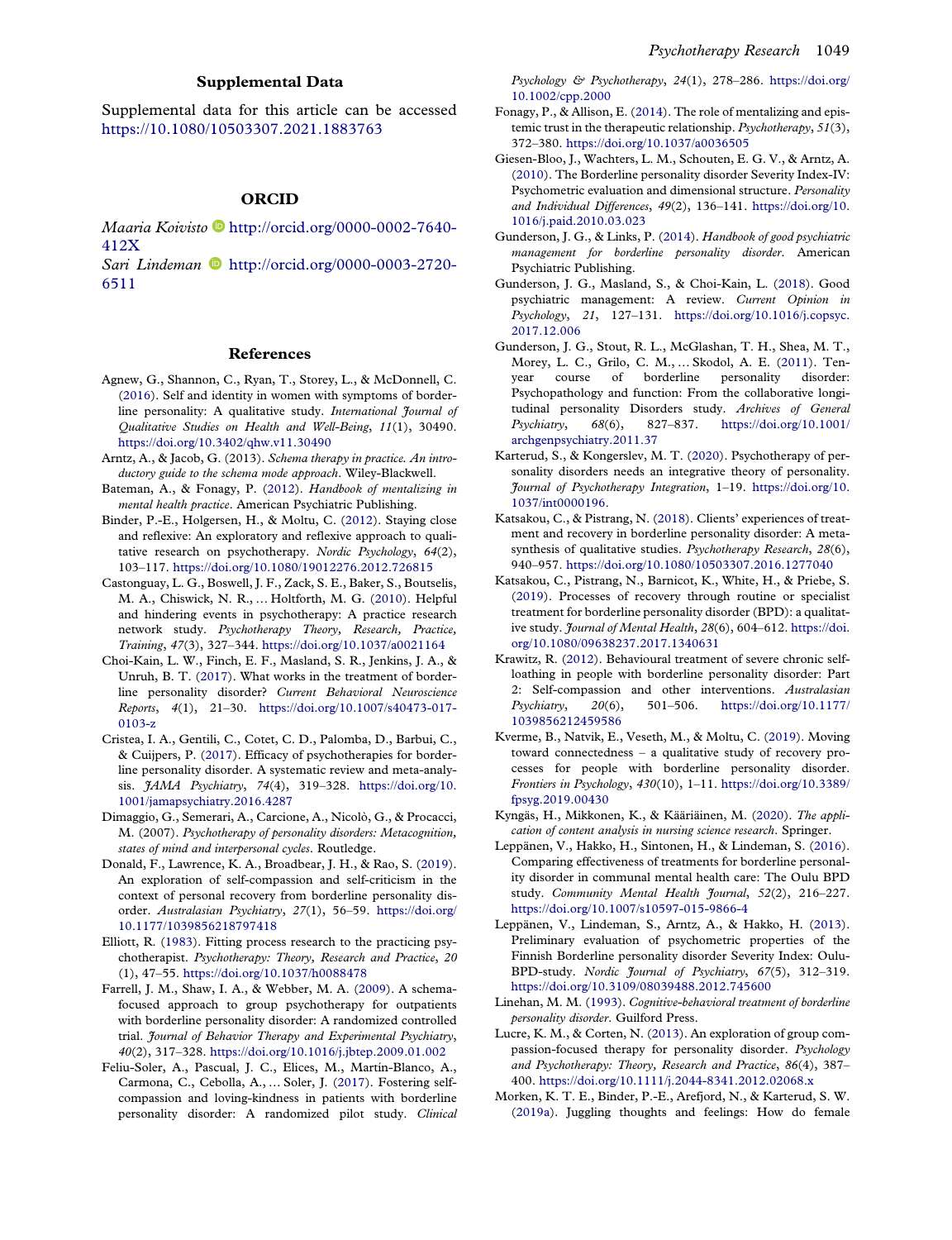## Supplemental Data

Supplemental data for this article can be accessed https://10.1080/10503307.2021.1883763

## ORCID

*Maaria Koivisto* http://orcid.org/0000-0002-7640-412X

*Sari Lindeman* http://orcid.org/0000-0003-2720-6511

## References

Agnew, G., Shannon, C., Ryan, T., Storey, L., & McDonnell, C. (2016). Self and identity in women with symptoms of borderline personality: A qualitative study. *International Journal of Qualitative Studies on Health and Well-Being*, *11*(1), 30490. https://doi.org/10.3402/qhw.v11.30490

Arntz, A., & Jacob, G. (2013). *Schema therapy in practice. An introductory guide to the schema mode approach*. Wiley-Blackwell.

Bateman, A., & Fonagy, P. (2012). *Handbook of mentalizing in mental health practice*. American Psychiatric Publishing.

Binder, P.-E., Holgersen, H., & Moltu, C. (2012). Staying close and reflexive: An exploratory and reflexive approach to qualitative research on psychotherapy. *Nordic Psychology*, *64*(2), 103–117. https://doi.org/10.1080/19012276.2012.726815

Castonguay, L. G., Boswell, J. F., Zack, S. E., Baker, S., Boutselis, M. A., Chiswick, N. R., … Holtforth, M. G. (2010). Helpful and hindering events in psychotherapy: A practice research network study. *Psychotherapy Theory, Research, Practice, Training*, *47*(3), 327–344. https://doi.org/10.1037/a0021164

Choi-Kain, L. W., Finch, E. F., Masland, S. R., Jenkins, J. A., & Unruh, B. T. (2017). What works in the treatment of borderline personality disorder? *Current Behavioral Neuroscience Reports*, *4*(1), 21–30. https://doi.org/10.1007/s40473-017-0103-z

Cristea, I. A., Gentili, C., Cotet, C. D., Palomba, D., Barbui, C., & Cuijpers, P. (2017). Efficacy of psychotherapies for borderline personality disorder. A systematic review and meta-analysis. *JAMA Psychiatry*, *74*(4), 319–328. https://doi.org/10.1001/jamapsychiatry.2016.4287

Dimaggio, G., Semerari, A., Carcione, A., Nicolò, G., & Procacci, M. (2007). *Psychotherapy of personality disorders: Metacognition, states of mind and interpersonal cycles*. Routledge.

Donald, F., Lawrence, K. A., Broadbear, J. H., & Rao, S. (2019). An exploration of self-compassion and self-criticism in the context of personal recovery from borderline personality disorder. *Australasian Psychiatry*, *27*(1), 56–59. https://doi.org/10.1177/1039856218797418

Elliott, R. (1983). Fitting process research to the practicing psychotherapist. *Psychotherapy: Theory, Research and Practice*, *20* (1), 47–55. https://doi.org/10.1037/h0088478

Farrell, J. M., Shaw, I. A., & Webber, M. A. (2009). A schema-focused approach to group psychotherapy for outpatients with borderline personality disorder: A randomized controlled trial. *Journal of Behavior Therapy and Experimental Psychiatry*, *40*(2), 317–328. https://doi.org/10.1016/j.jbtep.2009.01.002

Feliu-Soler, A., Pascual, J. C., Elices, M., Martín-Blanco, A., Carmona, C., Cebolla, A., … Soler, J. (2017). Fostering self-compassion and loving-kindness in patients with borderline personality disorder: A randomized pilot study. *Clinical Psychology & Psychotherapy*, *24*(1), 278–286. https://doi.org/10.1002/cpp.2000

Fonagy, P., & Allison, E. (2014). The role of mentalizing and epistemic trust in the therapeutic relationship. *Psychotherapy*, *51*(3), 372–380. https://doi.org/10.1037/a0036505

Giesen-Bloo, J., Wachters, L. M., Schouten, E. G. V., & Arntz, A. (2010). The Borderline personality disorder Severity Index-IV: Psychometric evaluation and dimensional structure. *Personality and Individual Differences*, *49*(2), 136–141. https://doi.org/10.1016/j.paid.2010.03.023

Gunderson, J. G., & Links, P. (2014). *Handbook of good psychiatric management for borderline personality disorder*. American Psychiatric Publishing.

Gunderson, J. G., Masland, S., & Choi-Kain, L. (2018). Good psychiatric management: A review. *Current Opinion in Psychology*, *21*, 127–131. https://doi.org/10.1016/j.copsyc.2017.12.006

Gunderson, J. G., Stout, R. L., McGlashan, T. H., Shea, M. T., Morey, L. C., Grilo, C. M., … Skodol, A. E. (2011). Ten-year course of borderline personality disorder: Psychopathology and function: From the collaborative longitudinal personality Disorders study. *Archives of General Psychiatry*, *68*(6), 827–837. https://doi.org/10.1001/archgenpsychiatry.2011.37

Karterud, S., & Kongerslev, M. T. (2020). Psychotherapy of personality disorders needs an integrative theory of personality. *Journal of Psychotherapy Integration*, 1–19. https://doi.org/10.1037/int0000196.

Katsakou, C., & Pistrang, N. (2018). Clients' experiences of treatment and recovery in borderline personality disorder: A meta-synthesis of qualitative studies. *Psychotherapy Research*, *28*(6), 940–957. https://doi.org/10.1080/10503307.2016.1277040

Katsakou, C., Pistrang, N., Barnicot, K., White, H., & Priebe, S. (2019). Processes of recovery through routine or specialist treatment for borderline personality disorder (BPD): a qualitative study. *Journal of Mental Health*, *28*(6), 604–612. https://doi.org/10.1080/09638237.2017.1340631

Krawitz, R. (2012). Behavioural treatment of severe chronic self-loathing in people with borderline personality disorder: Part 2: Self-compassion and other interventions. *Australasian Psychiatry*, *20*(6), 501–506. https://doi.org/10.1177/1039856212459586

Kverme, B., Natvik, E., Veseth, M., & Moltu, C. (2019). Moving toward connectedness – a qualitative study of recovery processes for people with borderline personality disorder. *Frontiers in Psychology*, *430*(10), 1–11. https://doi.org/10.3389/fpsyg.2019.00430

Kyngäs, H., Mikkonen, K., & Kääriäinen, M. (2020). *The application of content analysis in nursing science research*. Springer.

Leppänen, V., Hakko, H., Sintonen, H., & Lindeman, S. (2016). Comparing effectiveness of treatments for borderline personality disorder in communal mental health care: The Oulu BPD study. *Community Mental Health Journal*, *52*(2), 216–227. https://doi.org/10.1007/s10597-015-9866-4

Leppänen, V., Lindeman, S., Arntz, A., & Hakko, H. (2013). Preliminary evaluation of psychometric properties of the Finnish Borderline personality disorder Severity Index: Oulu-BPD-study. *Nordic Journal of Psychiatry*, *67*(5), 312–319. https://doi.org/10.3109/08039488.2012.745600

Linehan, M. M. (1993). *Cognitive-behavioral treatment of borderline personality disorder*. Guilford Press.

Lucre, K. M., & Corten, N. (2013). An exploration of group compassion-focused therapy for personality disorder. *Psychology and Psychotherapy: Theory, Research and Practice*, *86*(4), 387–400. https://doi.org/10.1111/j.2044-8341.2012.02068.x

Morken, K. T. E., Binder, P.-E., Arefjord, N., & Karterud, S. W. (2019a). Juggling thoughts and feelings: How do female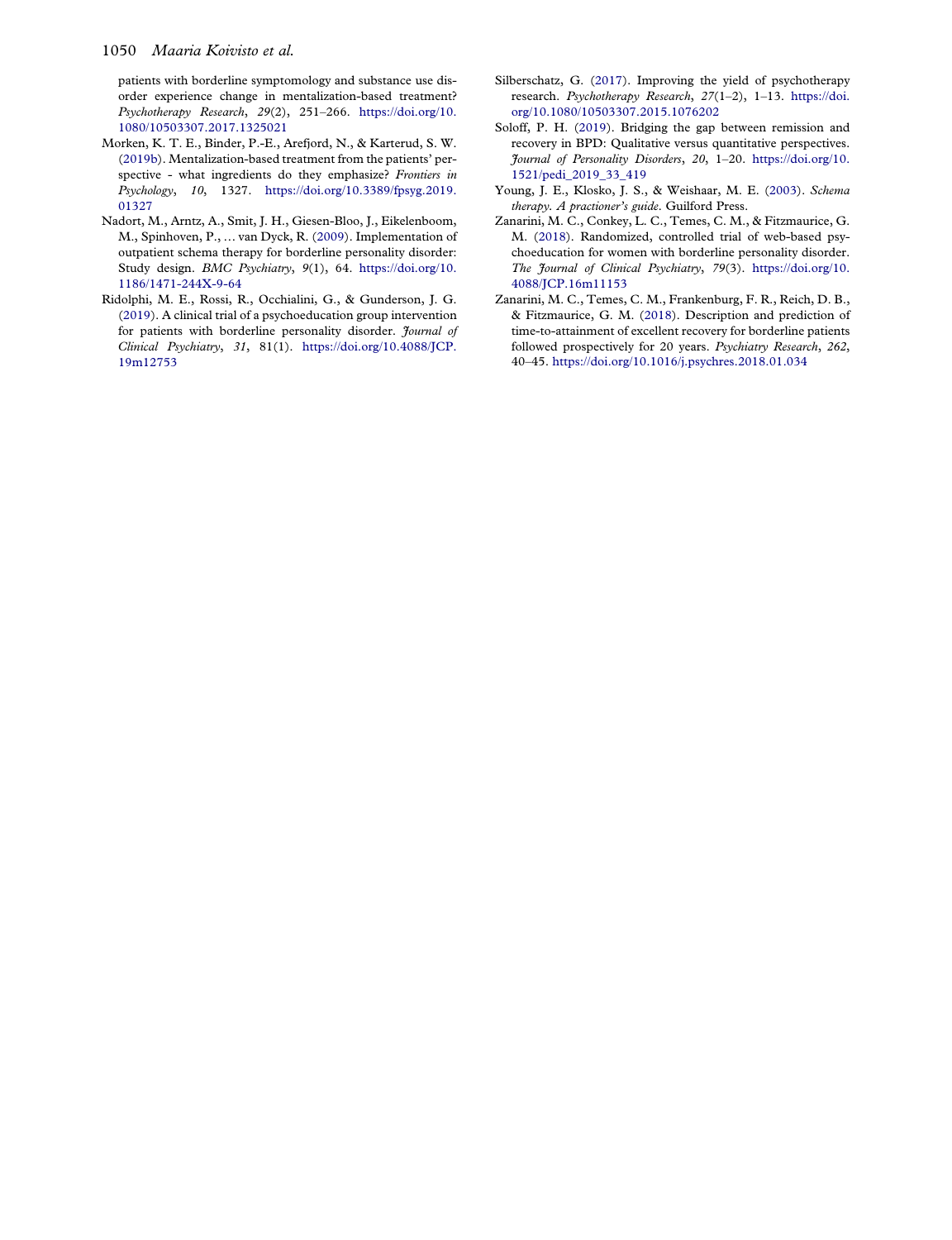patients with borderline symptomology and substance use disorder experience change in mentalization-based treatment? *Psychotherapy Research*, *29*(2), 251–266. https://doi.org/10.1080/10503307.2017.1325021

Morken, K. T. E., Binder, P.-E., Arefjord, N., & Karterud, S. W. (2019b). Mentalization-based treatment from the patients' perspective - what ingredients do they emphasize? *Frontiers in Psychology*, *10*, 1327. https://doi.org/10.3389/fpsyg.2019.01327

Nadort, M., Arntz, A., Smit, J. H., Giesen-Bloo, J., Eikelenboom, M., Spinhoven, P., … van Dyck, R. (2009). Implementation of outpatient schema therapy for borderline personality disorder: Study design. *BMC Psychiatry*, *9*(1), 64. https://doi.org/10.1186/1471-244X-9-64

Ridolphi, M. E., Rossi, R., Occhialini, G., & Gunderson, J. G. (2019). A clinical trial of a psychoeducation group intervention for patients with borderline personality disorder. *Journal of Clinical Psychiatry*, *31*, 81(1). https://doi.org/10.4088/JCP.19m12753

Silberschatz, G. (2017). Improving the yield of psychotherapy research. *Psychotherapy Research*, *27*(1–2), 1–13. https://doi.org/10.1080/10503307.2015.1076202

Soloff, P. H. (2019). Bridging the gap between remission and recovery in BPD: Qualitative versus quantitative perspectives. *Journal of Personality Disorders*, *20*, 1–20. https://doi.org/10.1521/pedi_2019_33_419

Young, J. E., Klosko, J. S., & Weishaar, M. E. (2003). *Schema therapy. A practioner's guide*. Guilford Press.

Zanarini, M. C., Conkey, L. C., Temes, C. M., & Fitzmaurice, G. M. (2018). Randomized, controlled trial of web-based psychoeducation for women with borderline personality disorder. *The Journal of Clinical Psychiatry*, *79*(3). https://doi.org/10.4088/JCP.16m11153

Zanarini, M. C., Temes, C. M., Frankenburg, F. R., Reich, D. B., & Fitzmaurice, G. M. (2018). Description and prediction of time-to-attainment of excellent recovery for borderline patients followed prospectively for 20 years. *Psychiatry Research*, *262*, 40–45. https://doi.org/10.1016/j.psychres.2018.01.034